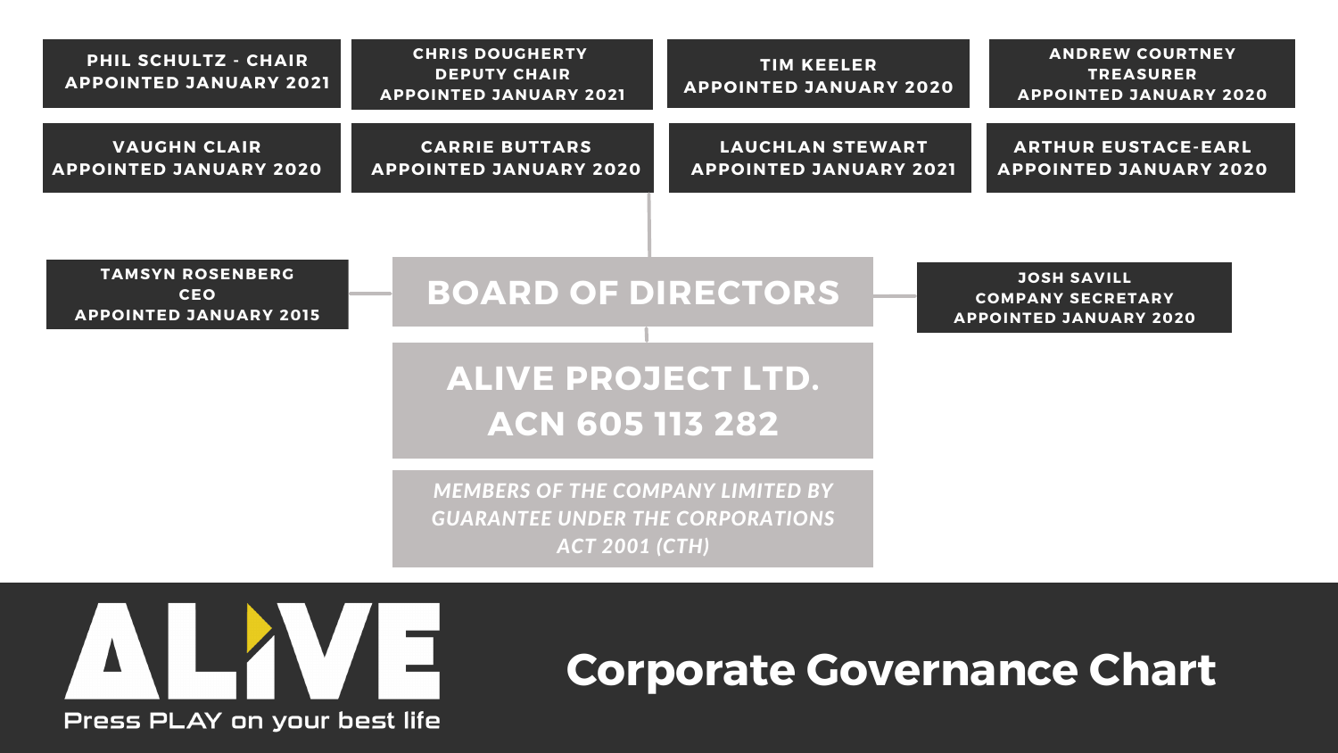# Corporate Governance Chart

## ALIVE PROJECT LTD.
## ACN 605 113 282

*MEMBERS OF THE COMPANY LIMITED BY GUARANTEE UNDER THE CORPORATIONS ACT 2001 (CTH)*

### BOARD OF DIRECTORS

- **PHIL SCHULTZ - CHAIR**
  APPOINTED JANUARY 2021
- **CHRIS DOUGHERTY**
  DEPUTY CHAIR
  APPOINTED JANUARY 2021
- **TIM KEELER**
  APPOINTED JANUARY 2020
- **ANDREW COURTNEY**
  TREASURER
  APPOINTED JANUARY 2020
- **VAUGHN CLAIR**
  APPOINTED JANUARY 2020
- **CARRIE BUTTARS**
  APPOINTED JANUARY 2020
- **LAUCHLAN STEWART**
  APPOINTED JANUARY 2021
- **ARTHUR EUSTACE-EARL**
  APPOINTED JANUARY 2020

**TAMSYN ROSENBERG**
CEO
APPOINTED JANUARY 2015

**JOSH SAVILL**
COMPANY SECRETARY
APPOINTED JANUARY 2020

ALIVE
Press PLAY on your best life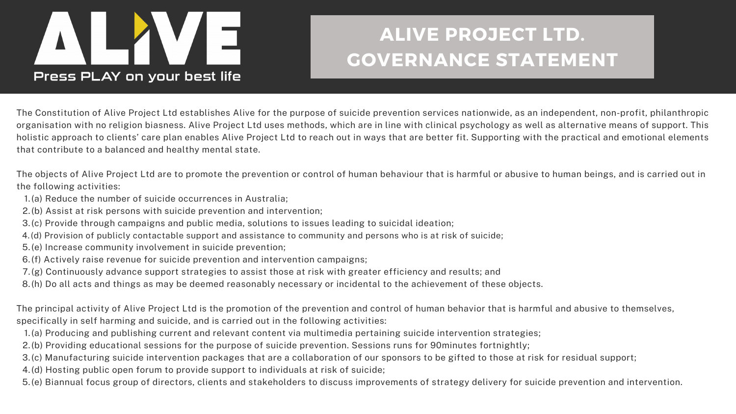# ALIVE

Press PLAY on your best life

# ALIVE PROJECT LTD. GOVERNANCE STATEMENT

The Constitution of Alive Project Ltd establishes Alive for the purpose of suicide prevention services nationwide, as an independent, non-profit, philanthropic organisation with no religion biasness. Alive Project Ltd uses methods, which are in line with clinical psychology as well as alternative means of support. This holistic approach to clients' care plan enables Alive Project Ltd to reach out in ways that are better fit. Supporting with the practical and emotional elements that contribute to a balanced and healthy mental state.

The objects of Alive Project Ltd are to promote the prevention or control of human behaviour that is harmful or abusive to human beings, and is carried out in the following activities:

1. (a) Reduce the number of suicide occurrences in Australia;
2. (b) Assist at risk persons with suicide prevention and intervention;
3. (c) Provide through campaigns and public media, solutions to issues leading to suicidal ideation;
4. (d) Provision of publicly contactable support and assistance to community and persons who is at risk of suicide;
5. (e) Increase community involvement in suicide prevention;
6. (f) Actively raise revenue for suicide prevention and intervention campaigns;
7. (g) Continuously advance support strategies to assist those at risk with greater efficiency and results; and
8. (h) Do all acts and things as may be deemed reasonably necessary or incidental to the achievement of these objects.

The principal activity of Alive Project Ltd is the promotion of the prevention and control of human behavior that is harmful and abusive to themselves, specifically in self harming and suicide, and is carried out in the following activities:

1. (a) Producing and publishing current and relevant content via multimedia pertaining suicide intervention strategies;
2. (b) Providing educational sessions for the purpose of suicide prevention. Sessions runs for 90minutes fortnightly;
3. (c) Manufacturing suicide intervention packages that are a collaboration of our sponsors to be gifted to those at risk for residual support;
4. (d) Hosting public open forum to provide support to individuals at risk of suicide;
5. (e) Biannual focus group of directors, clients and stakeholders to discuss improvements of strategy delivery for suicide prevention and intervention.